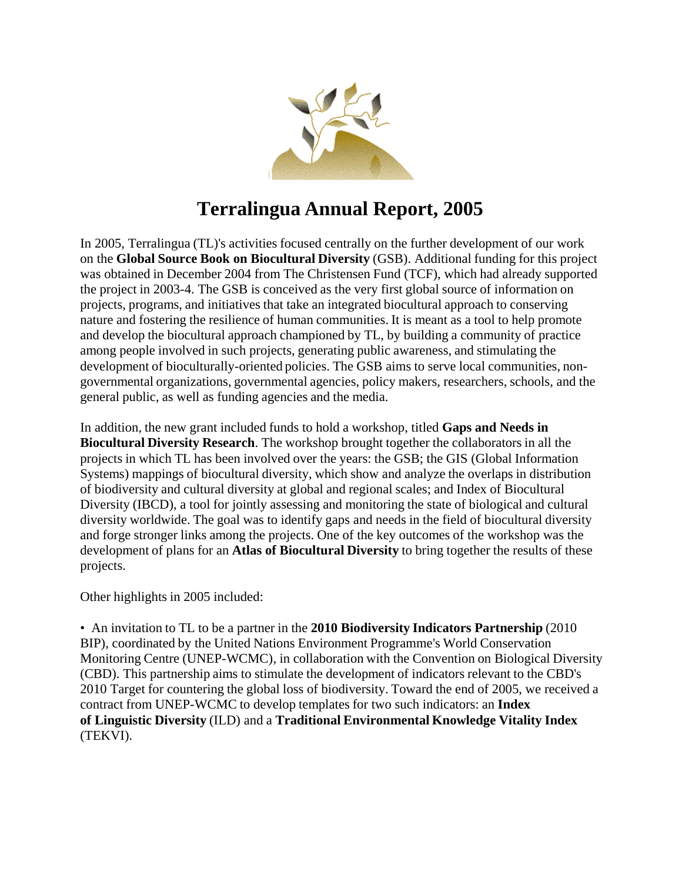# Terralingua Annual Report, 2005

In 2005, Terralingua (TL)'s activities focused centrally on the further development of our work on the **Global Source Book on Biocultural Diversity** (GSB). Additional funding for this project was obtained in December 2004 from The Christensen Fund (TCF), which had already supported the project in 2003-4. The GSB is conceived as the very first global source of information on projects, programs, and initiatives that take an integrated biocultural approach to conserving nature and fostering the resilience of human communities. It is meant as a tool to help promote and develop the biocultural approach championed by TL, by building a community of practice among people involved in such projects, generating public awareness, and stimulating the development of bioculturally-oriented policies. The GSB aims to serve local communities, non-governmental organizations, governmental agencies, policy makers, researchers, schools, and the general public, as well as funding agencies and the media.

In addition, the new grant included funds to hold a workshop, titled **Gaps and Needs in Biocultural Diversity Research**. The workshop brought together the collaborators in all the projects in which TL has been involved over the years: the GSB; the GIS (Global Information Systems) mappings of biocultural diversity, which show and analyze the overlaps in distribution of biodiversity and cultural diversity at global and regional scales; and Index of Biocultural Diversity (IBCD), a tool for jointly assessing and monitoring the state of biological and cultural diversity worldwide. The goal was to identify gaps and needs in the field of biocultural diversity and forge stronger links among the projects. One of the key outcomes of the workshop was the development of plans for an **Atlas of Biocultural Diversity** to bring together the results of these projects.

Other highlights in 2005 included:

- An invitation to TL to be a partner in the **2010 Biodiversity Indicators Partnership** (2010 BIP), coordinated by the United Nations Environment Programme's World Conservation Monitoring Centre (UNEP-WCMC), in collaboration with the Convention on Biological Diversity (CBD). This partnership aims to stimulate the development of indicators relevant to the CBD's 2010 Target for countering the global loss of biodiversity. Toward the end of 2005, we received a contract from UNEP-WCMC to develop templates for two such indicators: an **Index of Linguistic Diversity** (ILD) and a **Traditional Environmental Knowledge Vitality Index** (TEKVI).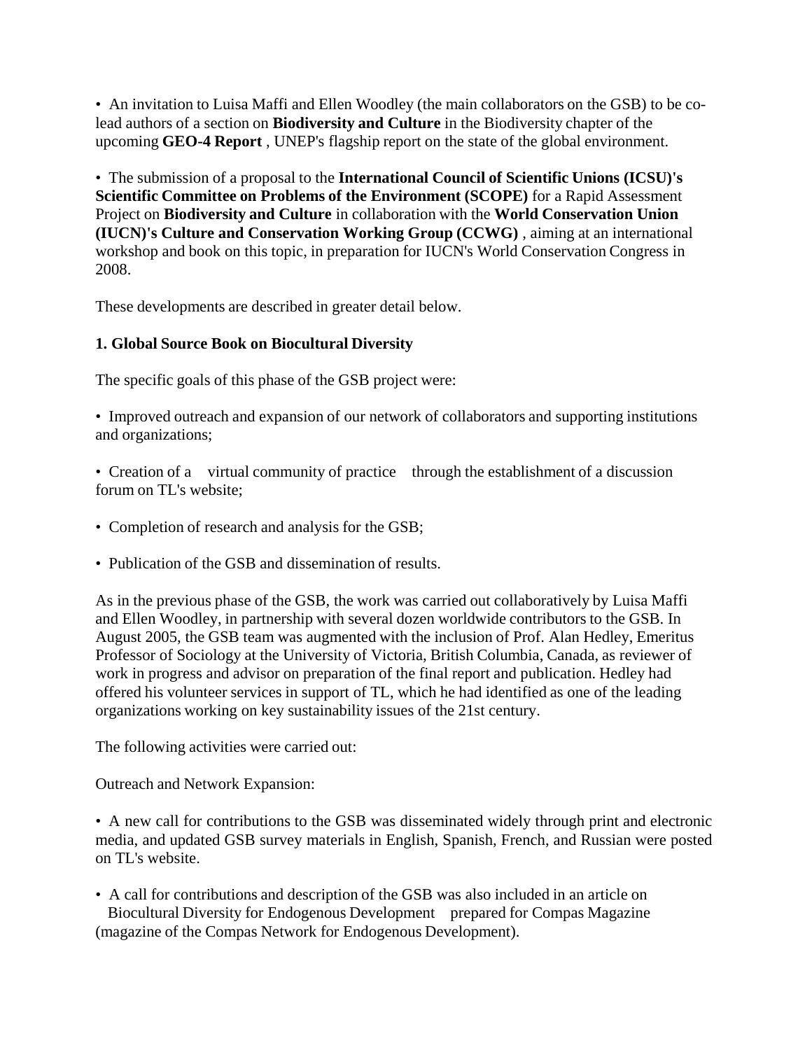- An invitation to Luisa Maffi and Ellen Woodley (the main collaborators on the GSB) to be co-lead authors of a section on **Biodiversity and Culture** in the Biodiversity chapter of the upcoming **GEO-4 Report** , UNEP's flagship report on the state of the global environment.

- The submission of a proposal to the **International Council of Scientific Unions (ICSU)'s Scientific Committee on Problems of the Environment (SCOPE)** for a Rapid Assessment Project on **Biodiversity and Culture** in collaboration with the **World Conservation Union (IUCN)'s Culture and Conservation Working Group (CCWG)** , aiming at an international workshop and book on this topic, in preparation for IUCN's World Conservation Congress in 2008.

These developments are described in greater detail below.

**1. Global Source Book on Biocultural Diversity**

The specific goals of this phase of the GSB project were:

- Improved outreach and expansion of our network of collaborators and supporting institutions and organizations;

- Creation of a virtual community of practice through the establishment of a discussion forum on TL's website;

- Completion of research and analysis for the GSB;

- Publication of the GSB and dissemination of results.

As in the previous phase of the GSB, the work was carried out collaboratively by Luisa Maffi and Ellen Woodley, in partnership with several dozen worldwide contributors to the GSB. In August 2005, the GSB team was augmented with the inclusion of Prof. Alan Hedley, Emeritus Professor of Sociology at the University of Victoria, British Columbia, Canada, as reviewer of work in progress and advisor on preparation of the final report and publication. Hedley had offered his volunteer services in support of TL, which he had identified as one of the leading organizations working on key sustainability issues of the 21st century.

The following activities were carried out:

Outreach and Network Expansion:

- A new call for contributions to the GSB was disseminated widely through print and electronic media, and updated GSB survey materials in English, Spanish, French, and Russian were posted on TL's website.

- A call for contributions and description of the GSB was also included in an article on Biocultural Diversity for Endogenous Development prepared for Compas Magazine (magazine of the Compas Network for Endogenous Development).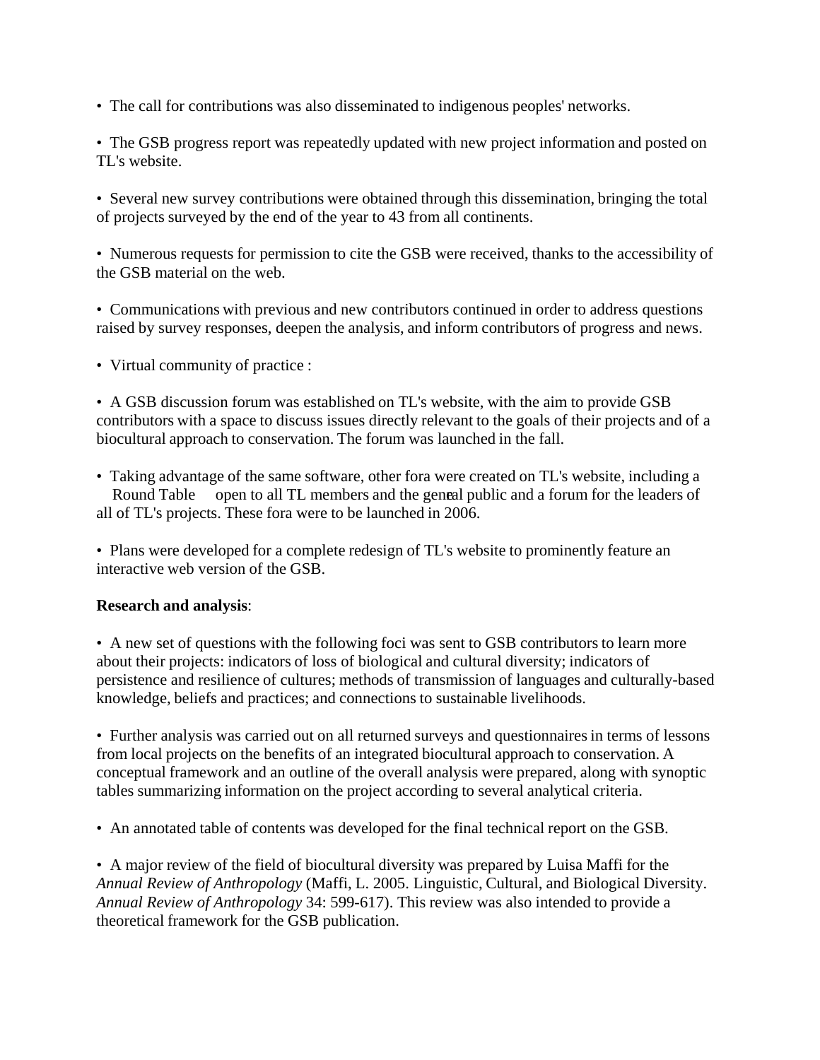- The call for contributions was also disseminated to indigenous peoples' networks.

- The GSB progress report was repeatedly updated with new project information and posted on TL's website.

- Several new survey contributions were obtained through this dissemination, bringing the total of projects surveyed by the end of the year to 43 from all continents.

- Numerous requests for permission to cite the GSB were received, thanks to the accessibility of the GSB material on the web.

- Communications with previous and new contributors continued in order to address questions raised by survey responses, deepen the analysis, and inform contributors of progress and news.

- Virtual community of practice :

- A GSB discussion forum was established on TL's website, with the aim to provide GSB contributors with a space to discuss issues directly relevant to the goals of their projects and of a biocultural approach to conservation. The forum was launched in the fall.

- Taking advantage of the same software, other fora were created on TL's website, including a Round Table open to all TL members and the general public and a forum for the leaders of all of TL's projects. These fora were to be launched in 2006.

- Plans were developed for a complete redesign of TL's website to prominently feature an interactive web version of the GSB.

**Research and analysis**:

- A new set of questions with the following foci was sent to GSB contributors to learn more about their projects: indicators of loss of biological and cultural diversity; indicators of persistence and resilience of cultures; methods of transmission of languages and culturally-based knowledge, beliefs and practices; and connections to sustainable livelihoods.

- Further analysis was carried out on all returned surveys and questionnaires in terms of lessons from local projects on the benefits of an integrated biocultural approach to conservation. A conceptual framework and an outline of the overall analysis were prepared, along with synoptic tables summarizing information on the project according to several analytical criteria.

- An annotated table of contents was developed for the final technical report on the GSB.

- A major review of the field of biocultural diversity was prepared by Luisa Maffi for the *Annual Review of Anthropology* (Maffi, L. 2005. Linguistic, Cultural, and Biological Diversity. *Annual Review of Anthropology* 34: 599-617). This review was also intended to provide a theoretical framework for the GSB publication.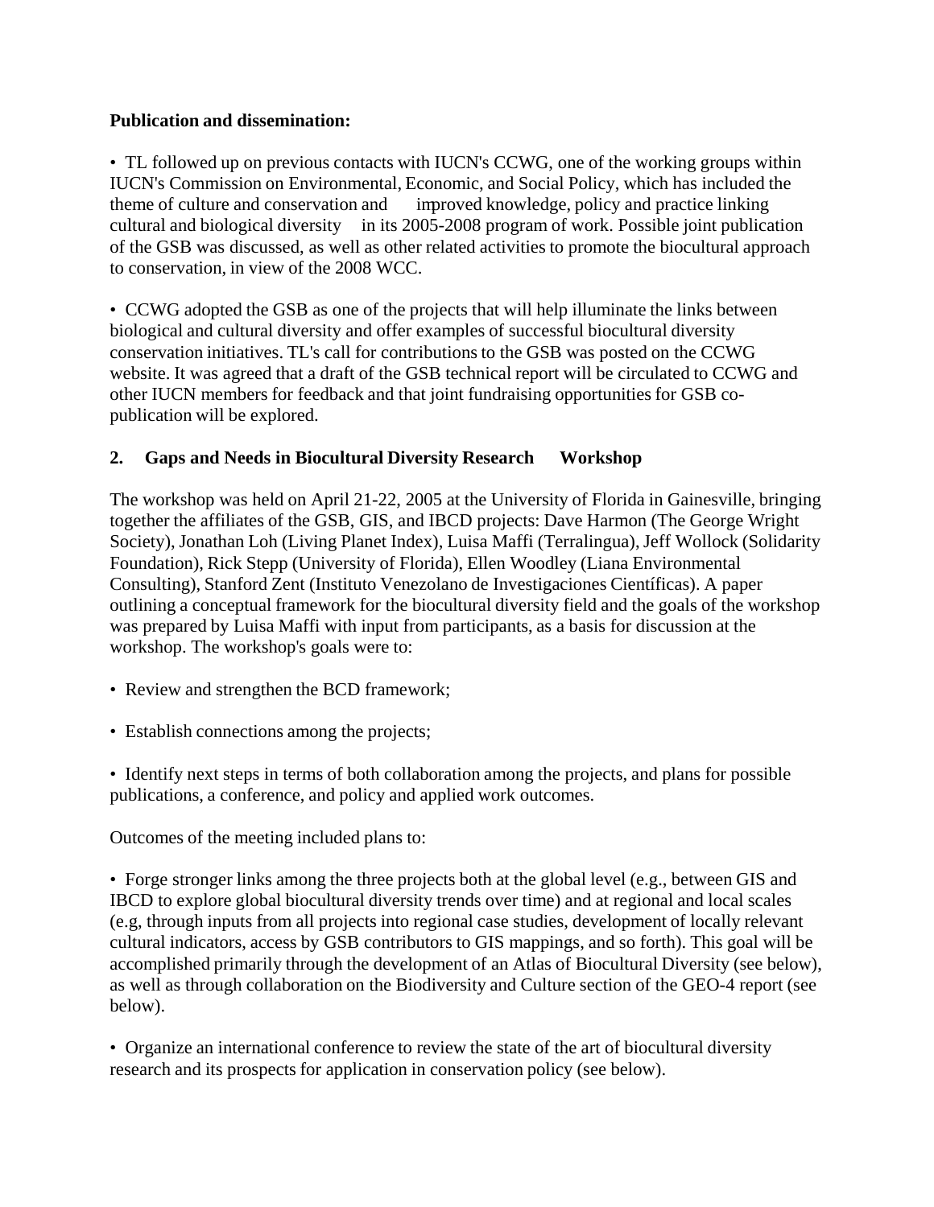**Publication and dissemination:**

- TL followed up on previous contacts with IUCN's CCWG, one of the working groups within IUCN's Commission on Environmental, Economic, and Social Policy, which has included the theme of culture and conservation and improved knowledge, policy and practice linking cultural and biological diversity in its 2005-2008 program of work. Possible joint publication of the GSB was discussed, as well as other related activities to promote the biocultural approach to conservation, in view of the 2008 WCC.

- CCWG adopted the GSB as one of the projects that will help illuminate the links between biological and cultural diversity and offer examples of successful biocultural diversity conservation initiatives. TL's call for contributions to the GSB was posted on the CCWG website. It was agreed that a draft of the GSB technical report will be circulated to CCWG and other IUCN members for feedback and that joint fundraising opportunities for GSB co-publication will be explored.

## 2. Gaps and Needs in Biocultural Diversity Research Workshop

The workshop was held on April 21-22, 2005 at the University of Florida in Gainesville, bringing together the affiliates of the GSB, GIS, and IBCD projects: Dave Harmon (The George Wright Society), Jonathan Loh (Living Planet Index), Luisa Maffi (Terralingua), Jeff Wollock (Solidarity Foundation), Rick Stepp (University of Florida), Ellen Woodley (Liana Environmental Consulting), Stanford Zent (Instituto Venezolano de Investigaciones Científicas). A paper outlining a conceptual framework for the biocultural diversity field and the goals of the workshop was prepared by Luisa Maffi with input from participants, as a basis for discussion at the workshop. The workshop's goals were to:

- Review and strengthen the BCD framework;

- Establish connections among the projects;

- Identify next steps in terms of both collaboration among the projects, and plans for possible publications, a conference, and policy and applied work outcomes.

Outcomes of the meeting included plans to:

- Forge stronger links among the three projects both at the global level (e.g., between GIS and IBCD to explore global biocultural diversity trends over time) and at regional and local scales (e.g, through inputs from all projects into regional case studies, development of locally relevant cultural indicators, access by GSB contributors to GIS mappings, and so forth). This goal will be accomplished primarily through the development of an Atlas of Biocultural Diversity (see below), as well as through collaboration on the Biodiversity and Culture section of the GEO-4 report (see below).

- Organize an international conference to review the state of the art of biocultural diversity research and its prospects for application in conservation policy (see below).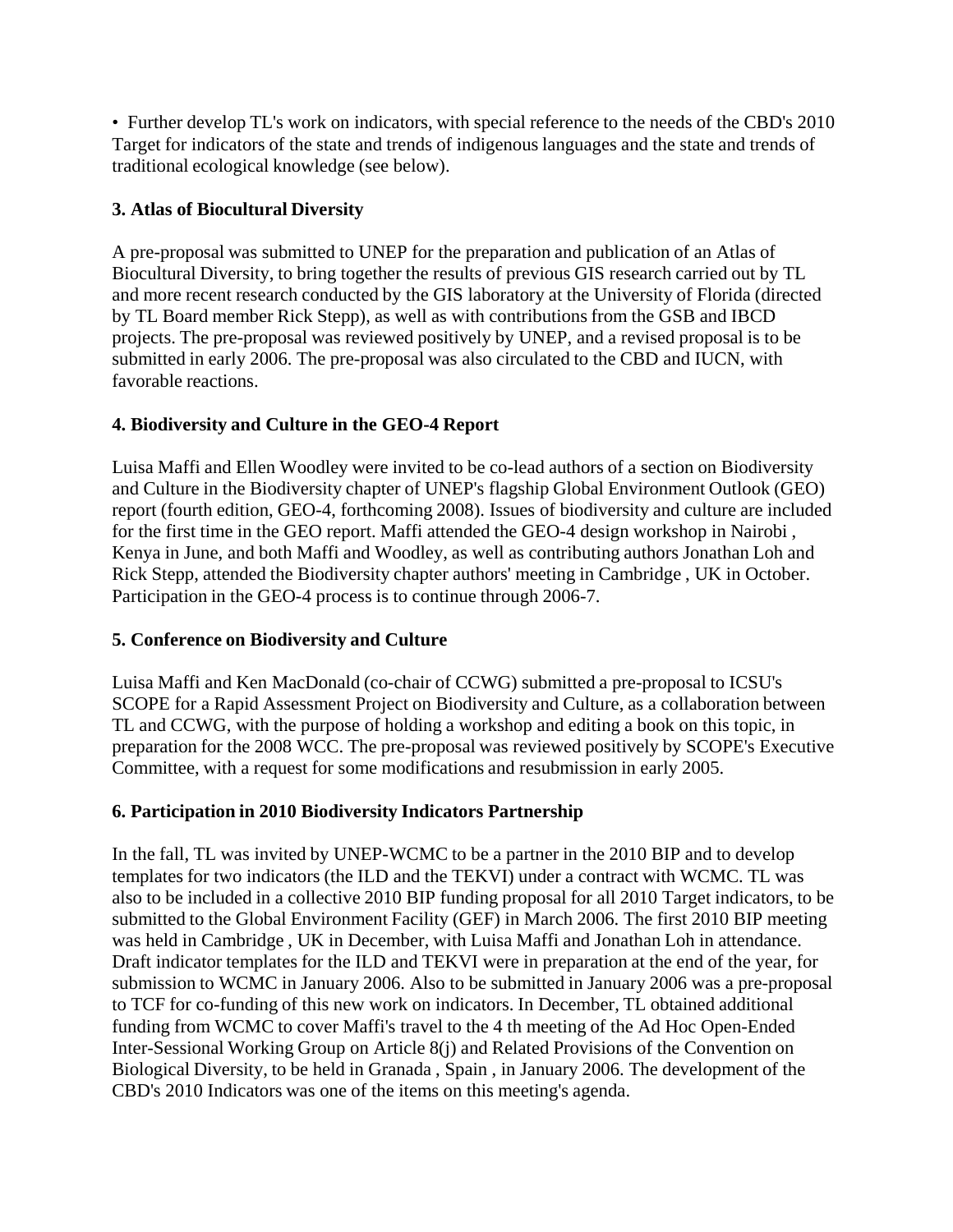- Further develop TL's work on indicators, with special reference to the needs of the CBD's 2010 Target for indicators of the state and trends of indigenous languages and the state and trends of traditional ecological knowledge (see below).

### 3. Atlas of Biocultural Diversity

A pre-proposal was submitted to UNEP for the preparation and publication of an Atlas of Biocultural Diversity, to bring together the results of previous GIS research carried out by TL and more recent research conducted by the GIS laboratory at the University of Florida (directed by TL Board member Rick Stepp), as well as with contributions from the GSB and IBCD projects. The pre-proposal was reviewed positively by UNEP, and a revised proposal is to be submitted in early 2006. The pre-proposal was also circulated to the CBD and IUCN, with favorable reactions.

### 4. Biodiversity and Culture in the GEO-4 Report

Luisa Maffi and Ellen Woodley were invited to be co-lead authors of a section on Biodiversity and Culture in the Biodiversity chapter of UNEP's flagship Global Environment Outlook (GEO) report (fourth edition, GEO-4, forthcoming 2008). Issues of biodiversity and culture are included for the first time in the GEO report. Maffi attended the GEO-4 design workshop in Nairobi , Kenya in June, and both Maffi and Woodley, as well as contributing authors Jonathan Loh and Rick Stepp, attended the Biodiversity chapter authors' meeting in Cambridge , UK in October. Participation in the GEO-4 process is to continue through 2006-7.

### 5. Conference on Biodiversity and Culture

Luisa Maffi and Ken MacDonald (co-chair of CCWG) submitted a pre-proposal to ICSU's SCOPE for a Rapid Assessment Project on Biodiversity and Culture, as a collaboration between TL and CCWG, with the purpose of holding a workshop and editing a book on this topic, in preparation for the 2008 WCC. The pre-proposal was reviewed positively by SCOPE's Executive Committee, with a request for some modifications and resubmission in early 2005.

### 6. Participation in 2010 Biodiversity Indicators Partnership

In the fall, TL was invited by UNEP-WCMC to be a partner in the 2010 BIP and to develop templates for two indicators (the ILD and the TEKVI) under a contract with WCMC. TL was also to be included in a collective 2010 BIP funding proposal for all 2010 Target indicators, to be submitted to the Global Environment Facility (GEF) in March 2006. The first 2010 BIP meeting was held in Cambridge , UK in December, with Luisa Maffi and Jonathan Loh in attendance. Draft indicator templates for the ILD and TEKVI were in preparation at the end of the year, for submission to WCMC in January 2006. Also to be submitted in January 2006 was a pre-proposal to TCF for co-funding of this new work on indicators. In December, TL obtained additional funding from WCMC to cover Maffi's travel to the 4 th meeting of the Ad Hoc Open-Ended Inter-Sessional Working Group on Article 8(j) and Related Provisions of the Convention on Biological Diversity, to be held in Granada , Spain , in January 2006. The development of the CBD's 2010 Indicators was one of the items on this meeting's agenda.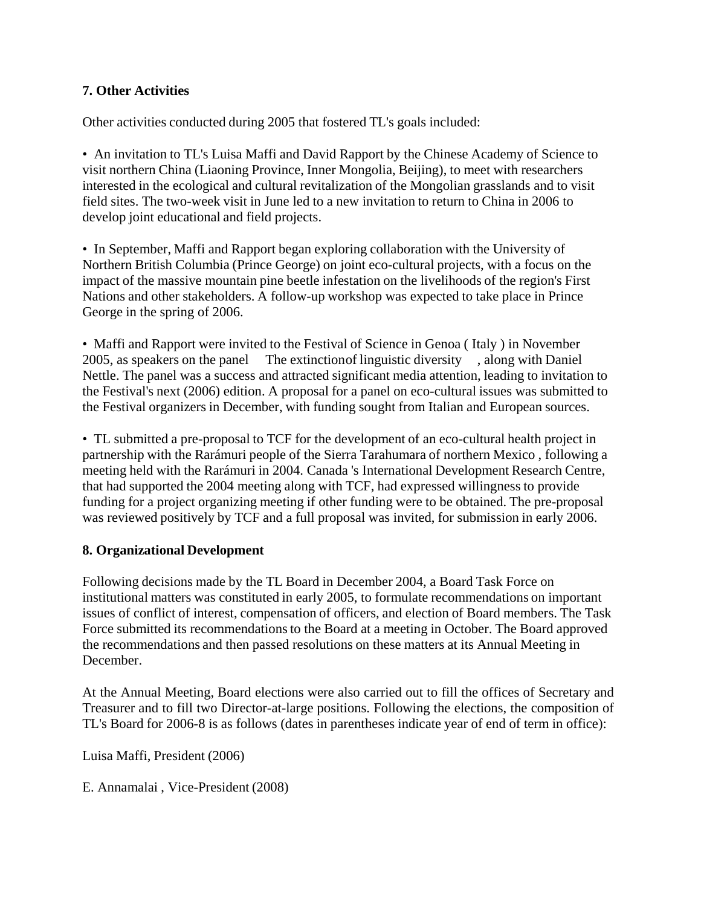## 7. Other Activities

Other activities conducted during 2005 that fostered TL's goals included:

- An invitation to TL's Luisa Maffi and David Rapport by the Chinese Academy of Science to visit northern China (Liaoning Province, Inner Mongolia, Beijing), to meet with researchers interested in the ecological and cultural revitalization of the Mongolian grasslands and to visit field sites. The two-week visit in June led to a new invitation to return to China in 2006 to develop joint educational and field projects.

- In September, Maffi and Rapport began exploring collaboration with the University of Northern British Columbia (Prince George) on joint eco-cultural projects, with a focus on the impact of the massive mountain pine beetle infestation on the livelihoods of the region's First Nations and other stakeholders. A follow-up workshop was expected to take place in Prince George in the spring of 2006.

- Maffi and Rapport were invited to the Festival of Science in Genoa ( Italy ) in November 2005, as speakers on the panel The extinction of linguistic diversity , along with Daniel Nettle. The panel was a success and attracted significant media attention, leading to invitation to the Festival's next (2006) edition. A proposal for a panel on eco-cultural issues was submitted to the Festival organizers in December, with funding sought from Italian and European sources.

- TL submitted a pre-proposal to TCF for the development of an eco-cultural health project in partnership with the Rarámuri people of the Sierra Tarahumara of northern Mexico , following a meeting held with the Rarámuri in 2004. Canada 's International Development Research Centre, that had supported the 2004 meeting along with TCF, had expressed willingness to provide funding for a project organizing meeting if other funding were to be obtained. The pre-proposal was reviewed positively by TCF and a full proposal was invited, for submission in early 2006.

## 8. Organizational Development

Following decisions made by the TL Board in December 2004, a Board Task Force on institutional matters was constituted in early 2005, to formulate recommendations on important issues of conflict of interest, compensation of officers, and election of Board members. The Task Force submitted its recommendations to the Board at a meeting in October. The Board approved the recommendations and then passed resolutions on these matters at its Annual Meeting in December.

At the Annual Meeting, Board elections were also carried out to fill the offices of Secretary and Treasurer and to fill two Director-at-large positions. Following the elections, the composition of TL's Board for 2006-8 is as follows (dates in parentheses indicate year of end of term in office):

Luisa Maffi, President (2006)

E. Annamalai , Vice-President (2008)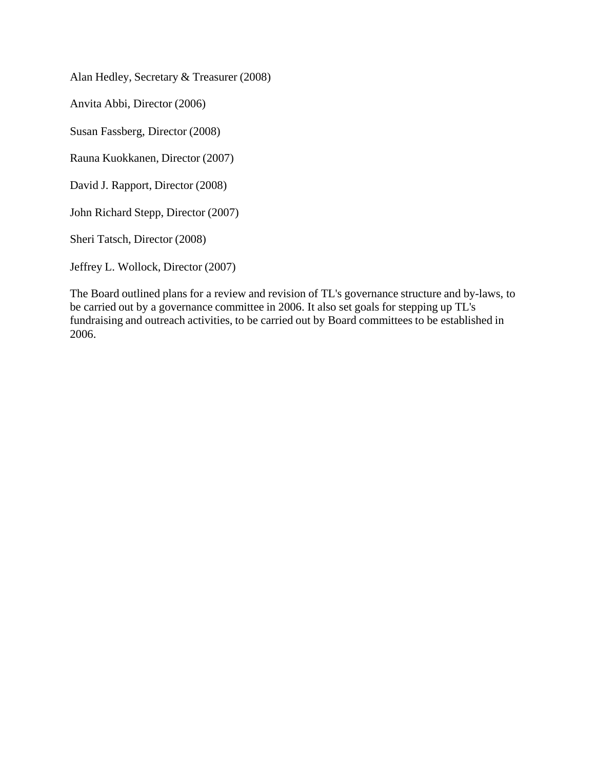Alan Hedley, Secretary & Treasurer (2008)

Anvita Abbi, Director (2006)

Susan Fassberg, Director (2008)

Rauna Kuokkanen, Director (2007)

David J. Rapport, Director (2008)

John Richard Stepp, Director (2007)

Sheri Tatsch, Director (2008)

Jeffrey L. Wollock, Director (2007)

The Board outlined plans for a review and revision of TL's governance structure and by-laws, to be carried out by a governance committee in 2006. It also set goals for stepping up TL's fundraising and outreach activities, to be carried out by Board committees to be established in 2006.